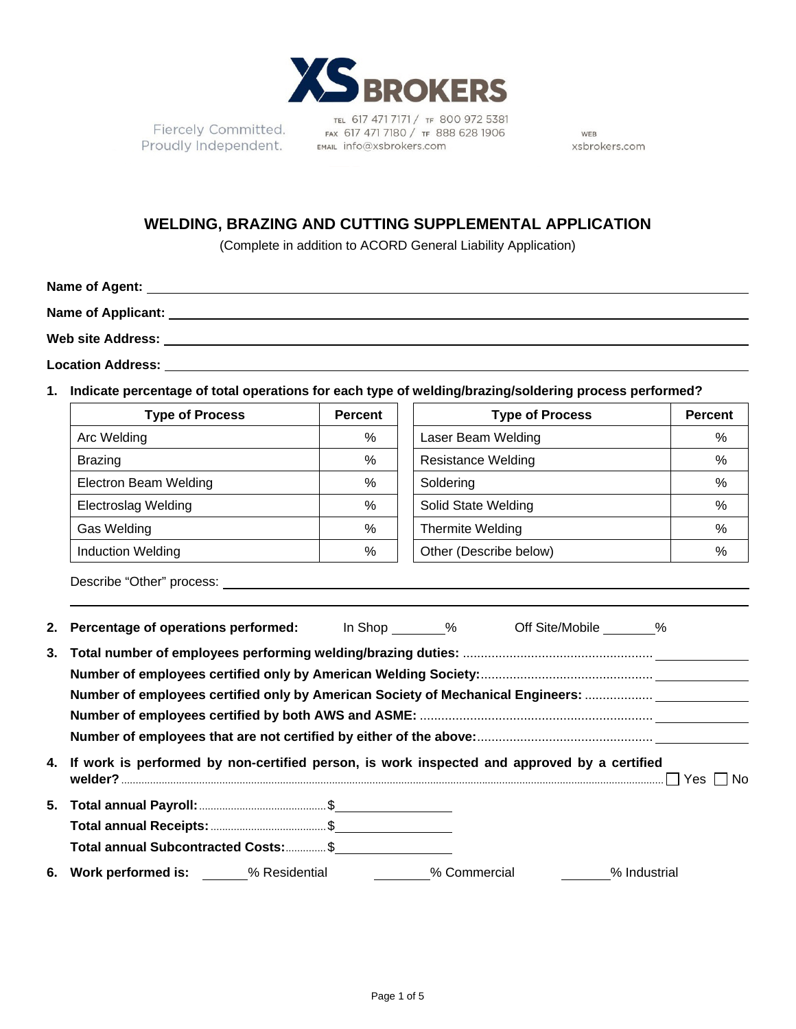**XS BROKERS**

Fiercely Committed. Proudly Independent.

TEL 617 471 7171 / TF 800 972 5381
FAX 617 471 7180 / TF 888 628 1906
EMAIL info@xsbrokers.com

WEB xsbrokers.com

# WELDING, BRAZING AND CUTTING SUPPLEMENTAL APPLICATION

(Complete in addition to ACORD General Liability Application)

**Name of Agent:** ______________________________

**Name of Applicant:** ______________________________

**Web site Address:** ______________________________

**Location Address:** ______________________________

**1. Indicate percentage of total operations for each type of welding/brazing/soldering process performed?**

| Type of Process | Percent | Type of Process | Percent |
|---|---|---|---|
| Arc Welding | % | Laser Beam Welding | % |
| Brazing | % | Resistance Welding | % |
| Electron Beam Welding | % | Soldering | % |
| Electroslag Welding | % | Solid State Welding | % |
| Gas Welding | % | Thermite Welding | % |
| Induction Welding | % | Other (Describe below) | % |

Describe "Other" process: ______________________________

**2. Percentage of operations performed:** In Shop _______% Off Site/Mobile _______%

**3. Total number of employees performing welding/brazing duties:** ............ __________

**Number of employees certified only by American Welding Society:** ............ __________

**Number of employees certified only by American Society of Mechanical Engineers:** ............ __________

**Number of employees certified by both AWS and ASME:** ............ __________

**Number of employees that are not certified by either of the above:** ............ __________

**4. If work is performed by non-certified person, is work inspected and approved by a certified welder?** ............ ☐ Yes ☐ No

**5. Total annual Payroll:** ............ $__________

**Total annual Receipts:** ............ $__________

**Total annual Subcontracted Costs:** ............ $__________

**6. Work performed is:** _______% Residential _______% Commercial _______% Industrial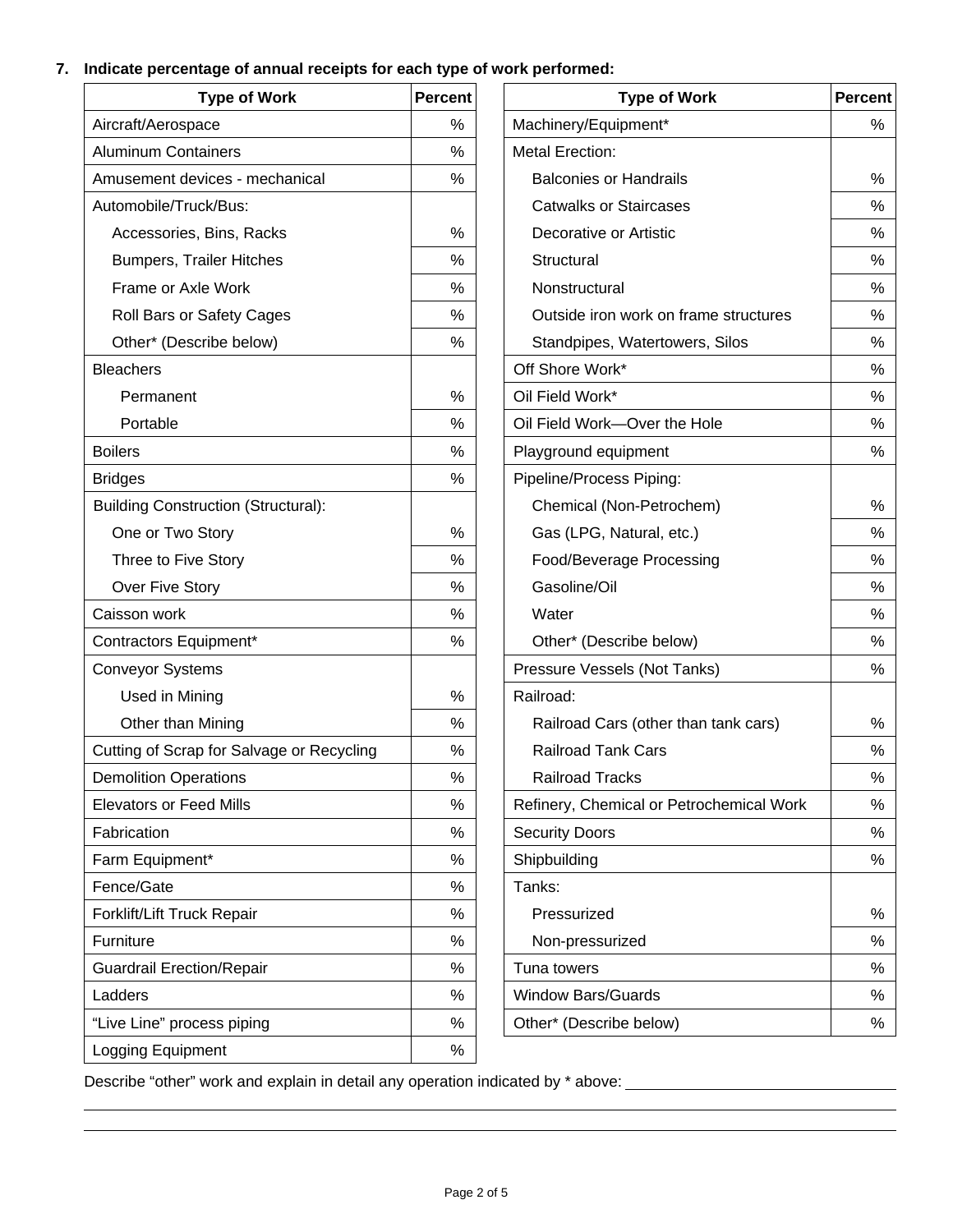7. **Indicate percentage of annual receipts for each type of work performed:**

| Type of Work | Percent |
|---|---|
| Aircraft/Aerospace | % |
| Aluminum Containers | % |
| Amusement devices - mechanical | % |
| Automobile/Truck/Bus: | |
| Accessories, Bins, Racks | % |
| Bumpers, Trailer Hitches | % |
| Frame or Axle Work | % |
| Roll Bars or Safety Cages | % |
| Other* (Describe below) | % |
| Bleachers | |
| Permanent | % |
| Portable | % |
| Boilers | % |
| Bridges | % |
| Building Construction (Structural): | |
| One or Two Story | % |
| Three to Five Story | % |
| Over Five Story | % |
| Caisson work | % |
| Contractors Equipment* | % |
| Conveyor Systems | |
| Used in Mining | % |
| Other than Mining | % |
| Cutting of Scrap for Salvage or Recycling | % |
| Demolition Operations | % |
| Elevators or Feed Mills | % |
| Fabrication | % |
| Farm Equipment* | % |
| Fence/Gate | % |
| Forklift/Lift Truck Repair | % |
| Furniture | % |
| Guardrail Erection/Repair | % |
| Ladders | % |
| "Live Line" process piping | % |
| Logging Equipment | % |

| Type of Work | Percent |
|---|---|
| Machinery/Equipment* | % |
| Metal Erection: | |
| Balconies or Handrails | % |
| Catwalks or Staircases | % |
| Decorative or Artistic | % |
| Structural | % |
| Nonstructural | % |
| Outside iron work on frame structures | % |
| Standpipes, Watertowers, Silos | % |
| Off Shore Work* | % |
| Oil Field Work* | % |
| Oil Field Work—Over the Hole | % |
| Playground equipment | % |
| Pipeline/Process Piping: | |
| Chemical (Non-Petrochem) | % |
| Gas (LPG, Natural, etc.) | % |
| Food/Beverage Processing | % |
| Gasoline/Oil | % |
| Water | % |
| Other* (Describe below) | % |
| Pressure Vessels (Not Tanks) | % |
| Railroad: | |
| Railroad Cars (other than tank cars) | % |
| Railroad Tank Cars | % |
| Railroad Tracks | % |
| Refinery, Chemical or Petrochemical Work | % |
| Security Doors | % |
| Shipbuilding | % |
| Tanks: | |
| Pressurized | % |
| Non-pressurized | % |
| Tuna towers | % |
| Window Bars/Guards | % |
| Other* (Describe below) | % |

Describe "other" work and explain in detail any operation indicated by * above: ______________________________

______________________________________________________________________________

______________________________________________________________________________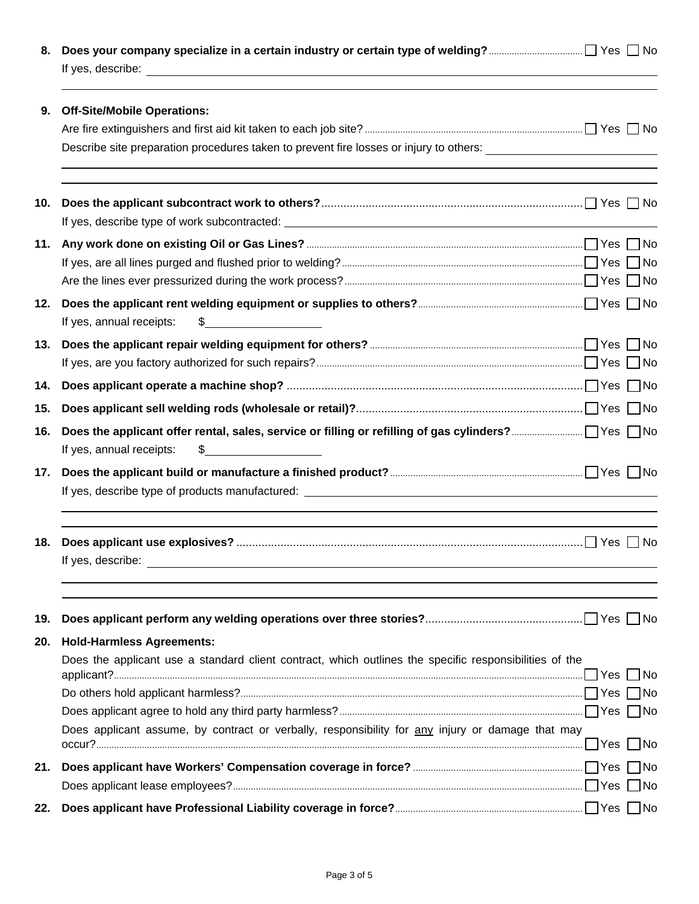**8. Does your company specialize in a certain industry or certain type of welding?** ☐ Yes ☐ No

If yes, describe: ______________________________________________

______________________________________________

**9. Off-Site/Mobile Operations:**

Are fire extinguishers and first aid kit taken to each job site? ☐ Yes ☐ No

Describe site preparation procedures taken to prevent fire losses or injury to others: ______________________________________________

______________________________________________

______________________________________________

**10. Does the applicant subcontract work to others?** ☐ Yes ☐ No

If yes, describe type of work subcontracted: ______________________________________________

**11. Any work done on existing Oil or Gas Lines?** ☐ Yes ☐ No

If yes, are all lines purged and flushed prior to welding? ☐ Yes ☐ No

Are the lines ever pressurized during the work process? ☐ Yes ☐ No

**12. Does the applicant rent welding equipment or supplies to others?** ☐ Yes ☐ No

If yes, annual receipts: $__________________

**13. Does the applicant repair welding equipment for others?** ☐ Yes ☐ No

If yes, are you factory authorized for such repairs? ☐ Yes ☐ No

**14. Does applicant operate a machine shop?** ☐ Yes ☐ No

**15. Does applicant sell welding rods (wholesale or retail)?** ☐ Yes ☐ No

**16. Does the applicant offer rental, sales, service or filling or refilling of gas cylinders?** ☐ Yes ☐ No

If yes, annual receipts: $__________________

**17. Does the applicant build or manufacture a finished product?** ☐ Yes ☐ No

If yes, describe type of products manufactured: ______________________________________________

______________________________________________

______________________________________________

**18. Does applicant use explosives?** ☐ Yes ☐ No

If yes, describe: ______________________________________________

______________________________________________

______________________________________________

**19. Does applicant perform any welding operations over three stories?** ☐ Yes ☐ No

**20. Hold-Harmless Agreements:**

Does the applicant use a standard client contract, which outlines the specific responsibilities of the applicant? ☐ Yes ☐ No

Do others hold applicant harmless? ☐ Yes ☐ No

Does applicant agree to hold any third party harmless? ☐ Yes ☐ No

Does applicant assume, by contract or verbally, responsibility for <u>any</u> injury or damage that may occur? ☐ Yes ☐ No

**21. Does applicant have Workers' Compensation coverage in force?** ☐ Yes ☐ No

Does applicant lease employees? ☐ Yes ☐ No

**22. Does applicant have Professional Liability coverage in force?** ☐ Yes ☐ No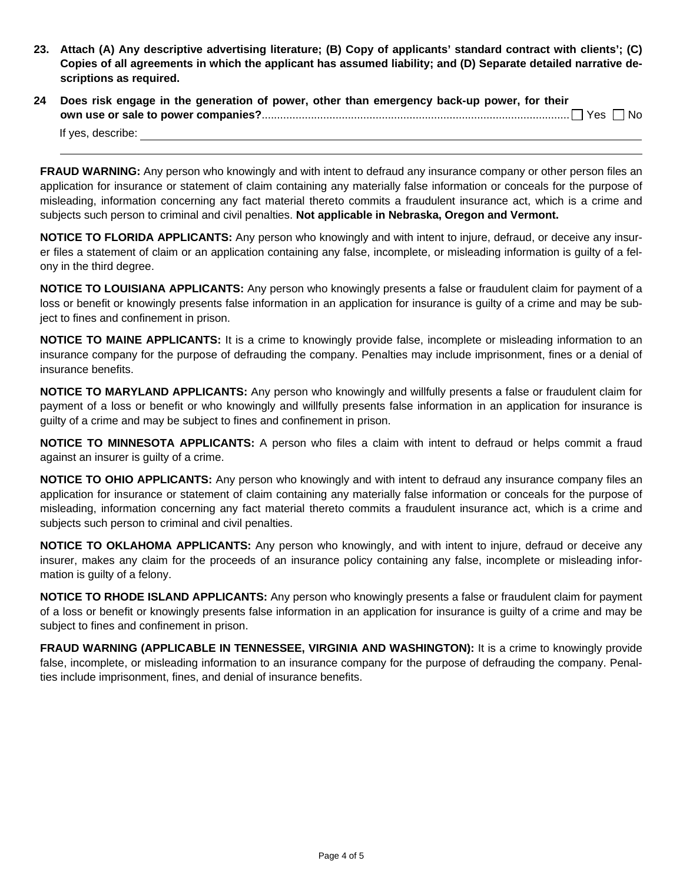**23. Attach (A) Any descriptive advertising literature; (B) Copy of applicants' standard contract with clients'; (C) Copies of all agreements in which the applicant has assumed liability; and (D) Separate detailed narrative descriptions as required.**

**24 Does risk engage in the generation of power, other than emergency back-up power, for their own use or sale to power companies?**.................................................................................................. ☐ Yes ☐ No

If yes, describe: ______________________________________________________________________

______________________________________________________________________

**FRAUD WARNING:** Any person who knowingly and with intent to defraud any insurance company or other person files an application for insurance or statement of claim containing any materially false information or conceals for the purpose of misleading, information concerning any fact material thereto commits a fraudulent insurance act, which is a crime and subjects such person to criminal and civil penalties. **Not applicable in Nebraska, Oregon and Vermont.**

**NOTICE TO FLORIDA APPLICANTS:** Any person who knowingly and with intent to injure, defraud, or deceive any insurer files a statement of claim or an application containing any false, incomplete, or misleading information is guilty of a felony in the third degree.

**NOTICE TO LOUISIANA APPLICANTS:** Any person who knowingly presents a false or fraudulent claim for payment of a loss or benefit or knowingly presents false information in an application for insurance is guilty of a crime and may be subject to fines and confinement in prison.

**NOTICE TO MAINE APPLICANTS:** It is a crime to knowingly provide false, incomplete or misleading information to an insurance company for the purpose of defrauding the company. Penalties may include imprisonment, fines or a denial of insurance benefits.

**NOTICE TO MARYLAND APPLICANTS:** Any person who knowingly and willfully presents a false or fraudulent claim for payment of a loss or benefit or who knowingly and willfully presents false information in an application for insurance is guilty of a crime and may be subject to fines and confinement in prison.

**NOTICE TO MINNESOTA APPLICANTS:** A person who files a claim with intent to defraud or helps commit a fraud against an insurer is guilty of a crime.

**NOTICE TO OHIO APPLICANTS:** Any person who knowingly and with intent to defraud any insurance company files an application for insurance or statement of claim containing any materially false information or conceals for the purpose of misleading, information concerning any fact material thereto commits a fraudulent insurance act, which is a crime and subjects such person to criminal and civil penalties.

**NOTICE TO OKLAHOMA APPLICANTS:** Any person who knowingly, and with intent to injure, defraud or deceive any insurer, makes any claim for the proceeds of an insurance policy containing any false, incomplete or misleading information is guilty of a felony.

**NOTICE TO RHODE ISLAND APPLICANTS:** Any person who knowingly presents a false or fraudulent claim for payment of a loss or benefit or knowingly presents false information in an application for insurance is guilty of a crime and may be subject to fines and confinement in prison.

**FRAUD WARNING (APPLICABLE IN TENNESSEE, VIRGINIA AND WASHINGTON):** It is a crime to knowingly provide false, incomplete, or misleading information to an insurance company for the purpose of defrauding the company. Penalties include imprisonment, fines, and denial of insurance benefits.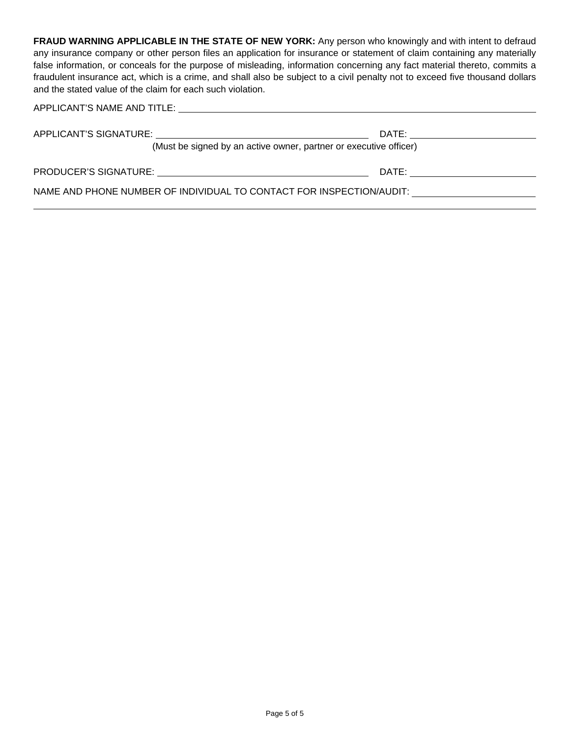**FRAUD WARNING APPLICABLE IN THE STATE OF NEW YORK:** Any person who knowingly and with intent to defraud any insurance company or other person files an application for insurance or statement of claim containing any materially false information, or conceals for the purpose of misleading, information concerning any fact material thereto, commits a fraudulent insurance act, which is a crime, and shall also be subject to a civil penalty not to exceed five thousand dollars and the stated value of the claim for each such violation.

APPLICANT'S NAME AND TITLE: ______________________________________________

APPLICANT'S SIGNATURE: ______________________________ DATE: ________________

(Must be signed by an active owner, partner or executive officer)

PRODUCER'S SIGNATURE: ______________________________ DATE: ________________

NAME AND PHONE NUMBER OF INDIVIDUAL TO CONTACT FOR INSPECTION/AUDIT: ________________

______________________________________________________________________________